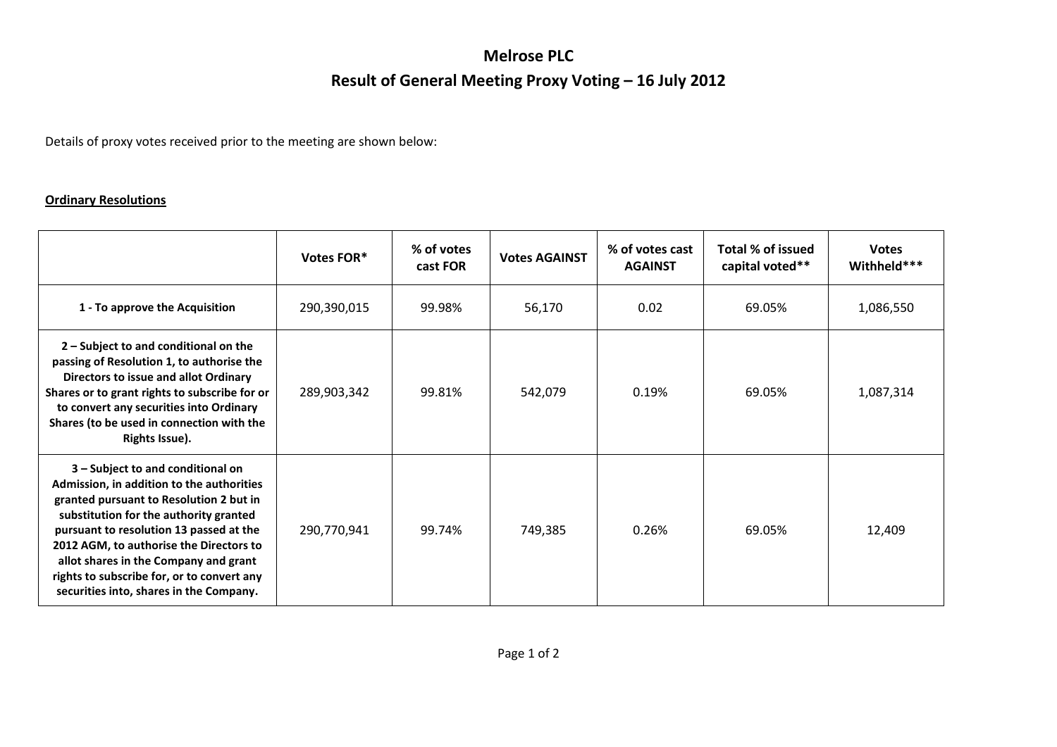# Melrose PLC

## Result of General Meeting Proxy Voting – 16 July 2012

Details of proxy votes received prior to the meeting are shown below:

**Ordinary Resolutions**

| | Votes FOR* | % of votes cast FOR | Votes AGAINST | % of votes cast AGAINST | Total % of issued capital voted** | Votes Withheld*** |
|---|---|---|---|---|---|---|
| **1 - To approve the Acquisition** | 290,390,015 | 99.98% | 56,170 | 0.02 | 69.05% | 1,086,550 |
| **2 – Subject to and conditional on the passing of Resolution 1, to authorise the Directors to issue and allot Ordinary Shares or to grant rights to subscribe for or to convert any securities into Ordinary Shares (to be used in connection with the Rights Issue).** | 289,903,342 | 99.81% | 542,079 | 0.19% | 69.05% | 1,087,314 |
| **3 – Subject to and conditional on Admission, in addition to the authorities granted pursuant to Resolution 2 but in substitution for the authority granted pursuant to resolution 13 passed at the 2012 AGM, to authorise the Directors to allot shares in the Company and grant rights to subscribe for, or to convert any securities into, shares in the Company.** | 290,770,941 | 99.74% | 749,385 | 0.26% | 69.05% | 12,409 |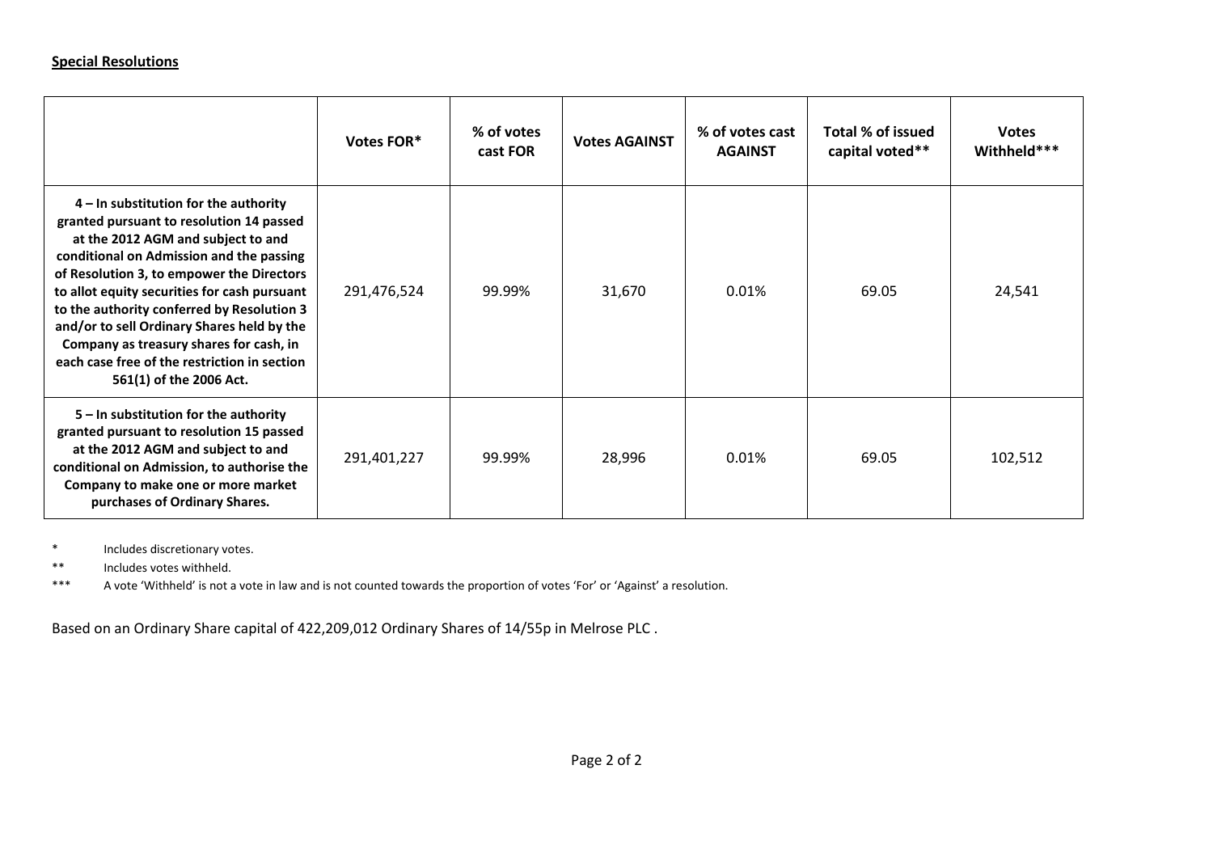**Special Resolutions**

| | Votes FOR* | % of votes cast FOR | Votes AGAINST | % of votes cast AGAINST | Total % of issued capital voted** | Votes Withheld*** |
|---|---|---|---|---|---|---|
| **4 – In substitution for the authority granted pursuant to resolution 14 passed at the 2012 AGM and subject to and conditional on Admission and the passing of Resolution 3, to empower the Directors to allot equity securities for cash pursuant to the authority conferred by Resolution 3 and/or to sell Ordinary Shares held by the Company as treasury shares for cash, in each case free of the restriction in section 561(1) of the 2006 Act.** | 291,476,524 | 99.99% | 31,670 | 0.01% | 69.05 | 24,541 |
| **5 – In substitution for the authority granted pursuant to resolution 15 passed at the 2012 AGM and subject to and conditional on Admission, to authorise the Company to make one or more market purchases of Ordinary Shares.** | 291,401,227 | 99.99% | 28,996 | 0.01% | 69.05 | 102,512 |

\* Includes discretionary votes.

\** Includes votes withheld.

\*** A vote 'Withheld' is not a vote in law and is not counted towards the proportion of votes 'For' or 'Against' a resolution.

Based on an Ordinary Share capital of 422,209,012 Ordinary Shares of 14/55p in Melrose PLC .